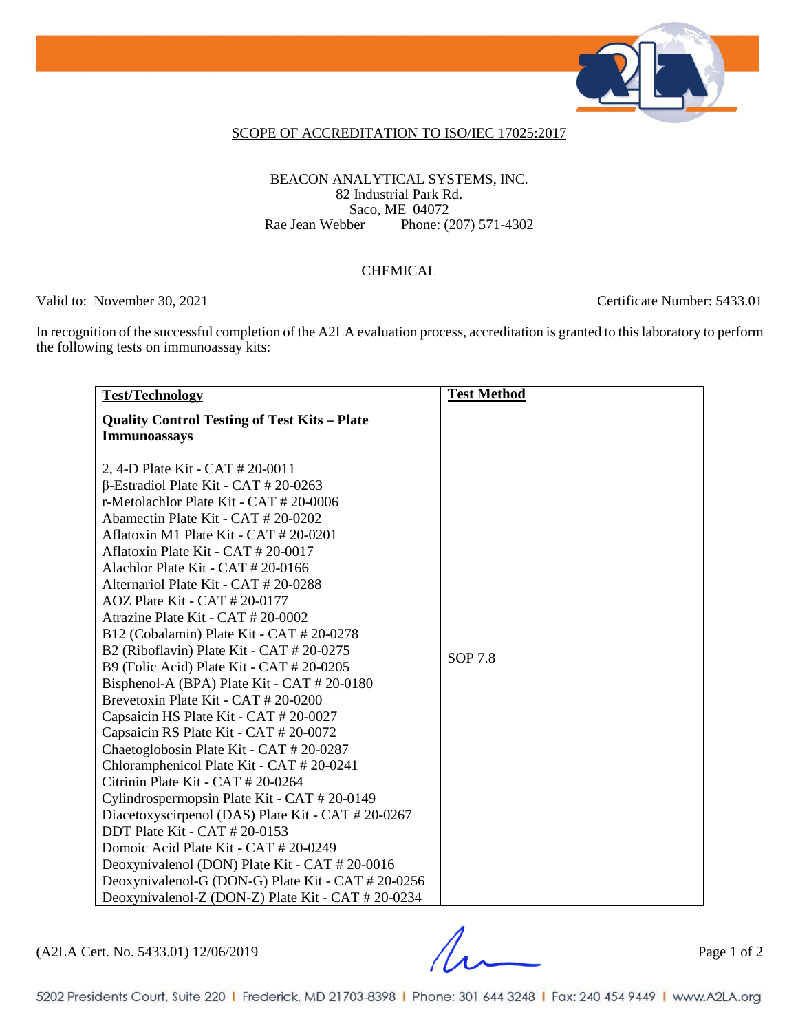## SCOPE OF ACCREDITATION TO ISO/IEC 17025:2017

BEACON ANALYTICAL SYSTEMS, INC.
82 Industrial Park Rd.
Saco, ME 04072
Rae Jean Webber Phone: (207) 571-4302

CHEMICAL

Valid to: November 30, 2021 Certificate Number: 5433.01

In recognition of the successful completion of the A2LA evaluation process, accreditation is granted to this laboratory to perform the following tests on immunoassay kits:

| Test/Technology | Test Method |
|---|---|
| **Quality Control Testing of Test Kits – Plate Immunoassays**<br><br>2, 4-D Plate Kit - CAT # 20-0011<br>β-Estradiol Plate Kit - CAT # 20-0263<br>r-Metolachlor Plate Kit - CAT # 20-0006<br>Abamectin Plate Kit - CAT # 20-0202<br>Aflatoxin M1 Plate Kit - CAT # 20-0201<br>Aflatoxin Plate Kit - CAT # 20-0017<br>Alachlor Plate Kit - CAT # 20-0166<br>Alternariol Plate Kit - CAT # 20-0288<br>AOZ Plate Kit - CAT # 20-0177<br>Atrazine Plate Kit - CAT # 20-0002<br>B12 (Cobalamin) Plate Kit - CAT # 20-0278<br>B2 (Riboflavin) Plate Kit - CAT # 20-0275<br>B9 (Folic Acid) Plate Kit - CAT # 20-0205<br>Bisphenol-A (BPA) Plate Kit - CAT # 20-0180<br>Brevetoxin Plate Kit - CAT # 20-0200<br>Capsaicin HS Plate Kit - CAT # 20-0027<br>Capsaicin RS Plate Kit - CAT # 20-0072<br>Chaetoglobosin Plate Kit - CAT # 20-0287<br>Chloramphenicol Plate Kit - CAT # 20-0241<br>Citrinin Plate Kit - CAT # 20-0264<br>Cylindrospermopsin Plate Kit - CAT # 20-0149<br>Diacetoxyscirpenol (DAS) Plate Kit - CAT # 20-0267<br>DDT Plate Kit - CAT # 20-0153<br>Domoic Acid Plate Kit - CAT # 20-0249<br>Deoxynivalenol (DON) Plate Kit - CAT # 20-0016<br>Deoxynivalenol-G (DON-G) Plate Kit - CAT # 20-0256<br>Deoxynivalenol-Z (DON-Z) Plate Kit - CAT # 20-0234 | SOP 7.8 |

(A2LA Cert. No. 5433.01) 12/06/2019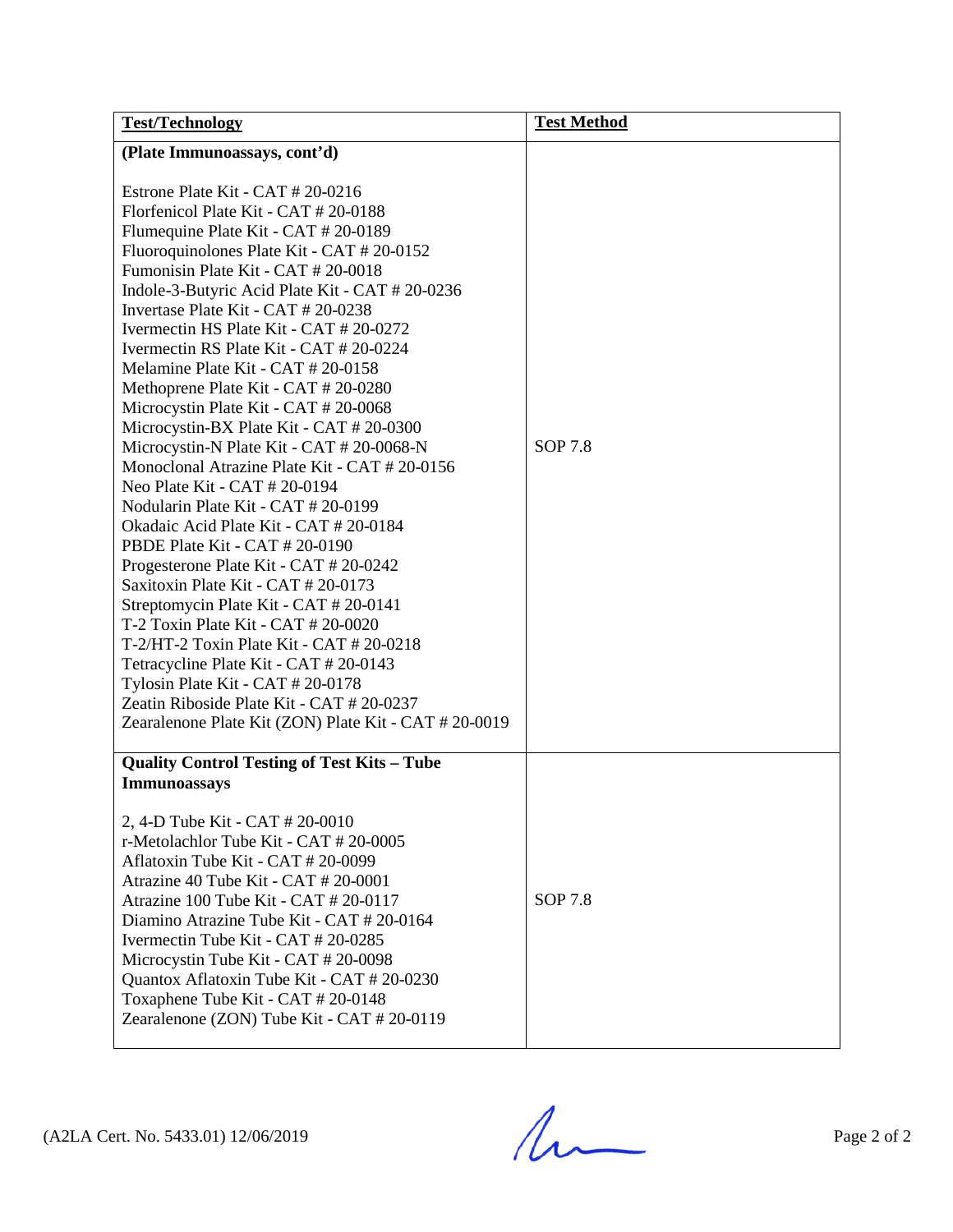| Test/Technology | Test Method |
|---|---|
| **(Plate Immunoassays, cont'd)**<br><br>Estrone Plate Kit - CAT # 20-0216<br>Florfenicol Plate Kit - CAT # 20-0188<br>Flumequine Plate Kit - CAT # 20-0189<br>Fluoroquinolones Plate Kit - CAT # 20-0152<br>Fumonisin Plate Kit - CAT # 20-0018<br>Indole-3-Butyric Acid Plate Kit - CAT # 20-0236<br>Invertase Plate Kit - CAT # 20-0238<br>Ivermectin HS Plate Kit - CAT # 20-0272<br>Ivermectin RS Plate Kit - CAT # 20-0224<br>Melamine Plate Kit - CAT # 20-0158<br>Methoprene Plate Kit - CAT # 20-0280<br>Microcystin Plate Kit - CAT # 20-0068<br>Microcystin-BX Plate Kit - CAT # 20-0300<br>Microcystin-N Plate Kit - CAT # 20-0068-N<br>Monoclonal Atrazine Plate Kit - CAT # 20-0156<br>Neo Plate Kit - CAT # 20-0194<br>Nodularin Plate Kit - CAT # 20-0199<br>Okadaic Acid Plate Kit - CAT # 20-0184<br>PBDE Plate Kit - CAT # 20-0190<br>Progesterone Plate Kit - CAT # 20-0242<br>Saxitoxin Plate Kit - CAT # 20-0173<br>Streptomycin Plate Kit - CAT # 20-0141<br>T-2 Toxin Plate Kit - CAT # 20-0020<br>T-2/HT-2 Toxin Plate Kit - CAT # 20-0218<br>Tetracycline Plate Kit - CAT # 20-0143<br>Tylosin Plate Kit - CAT # 20-0178<br>Zeatin Riboside Plate Kit - CAT # 20-0237<br>Zearalenone Plate Kit (ZON) Plate Kit - CAT # 20-0019 | SOP 7.8 |
| **Quality Control Testing of Test Kits – Tube Immunoassays**<br><br>2, 4-D Tube Kit - CAT # 20-0010<br>r-Metolachlor Tube Kit - CAT # 20-0005<br>Aflatoxin Tube Kit - CAT # 20-0099<br>Atrazine 40 Tube Kit - CAT # 20-0001<br>Atrazine 100 Tube Kit - CAT # 20-0117<br>Diamino Atrazine Tube Kit - CAT # 20-0164<br>Ivermectin Tube Kit - CAT # 20-0285<br>Microcystin Tube Kit - CAT # 20-0098<br>Quantox Aflatoxin Tube Kit - CAT # 20-0230<br>Toxaphene Tube Kit - CAT # 20-0148<br>Zearalenone (ZON) Tube Kit - CAT # 20-0119 | SOP 7.8 |

(A2LA Cert. No. 5433.01) 12/06/2019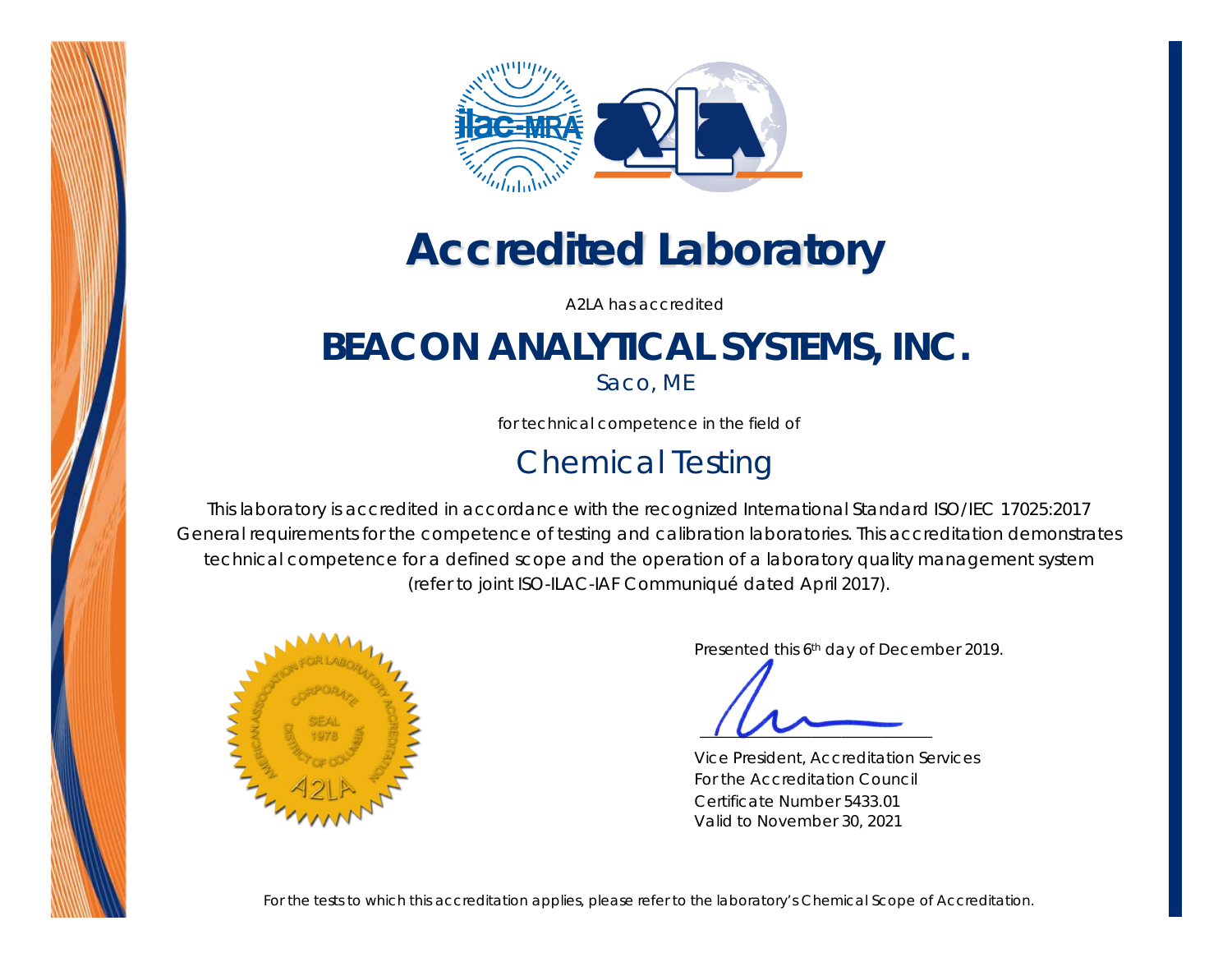# Accredited Laboratory

A2LA has accredited

## BEACON ANALYTICAL SYSTEMS, INC.

Saco, ME

for technical competence in the field of

## Chemical Testing

This laboratory is accredited in accordance with the recognized International Standard ISO/IEC 17025:2017 General requirements for the competence of testing and calibration laboratories. This accreditation demonstrates technical competence for a defined scope and the operation of a laboratory quality management system (refer to joint ISO-ILAC-IAF Communiqué dated April 2017).

Presented this 6th day of December 2019.

Vice President, Accreditation Services
For the Accreditation Council
Certificate Number 5433.01
Valid to November 30, 2021

For the tests to which this accreditation applies, please refer to the laboratory's Chemical Scope of Accreditation.